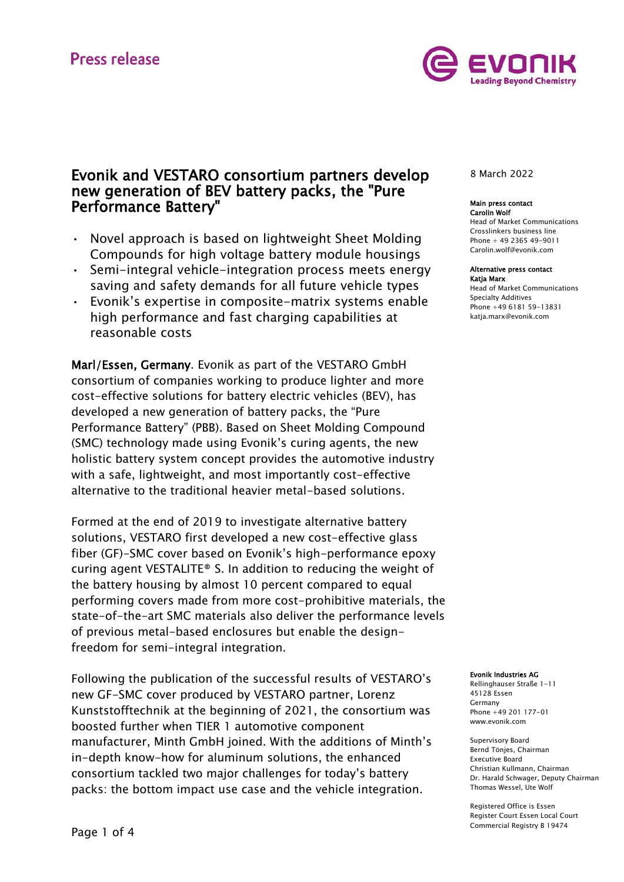Press release

# Evonik and VESTARO consortium partners develop new generation of BEV battery packs, the "Pure Performance Battery"

- Novel approach is based on lightweight Sheet Molding Compounds for high voltage battery module housings
- Semi-integral vehicle-integration process meets energy saving and safety demands for all future vehicle types
- Evonik's expertise in composite-matrix systems enable high performance and fast charging capabilities at reasonable costs

**Marl/Essen, Germany**. Evonik as part of the VESTARO GmbH consortium of companies working to produce lighter and more cost-effective solutions for battery electric vehicles (BEV), has developed a new generation of battery packs, the "Pure Performance Battery" (PBB). Based on Sheet Molding Compound (SMC) technology made using Evonik's curing agents, the new holistic battery system concept provides the automotive industry with a safe, lightweight, and most importantly cost-effective alternative to the traditional heavier metal-based solutions.

Formed at the end of 2019 to investigate alternative battery solutions, VESTARO first developed a new cost-effective glass fiber (GF)-SMC cover based on Evonik's high-performance epoxy curing agent VESTALITE® S. In addition to reducing the weight of the battery housing by almost 10 percent compared to equal performing covers made from more cost-prohibitive materials, the state-of-the-art SMC materials also deliver the performance levels of previous metal-based enclosures but enable the design-freedom for semi-integral integration.

Following the publication of the successful results of VESTARO's new GF-SMC cover produced by VESTARO partner, Lorenz Kunststofftechnik at the beginning of 2021, the consortium was boosted further when TIER 1 automotive component manufacturer, Minth GmbH joined. With the additions of Minth's in-depth know-how for aluminum solutions, the enhanced consortium tackled two major challenges for today's battery packs: the bottom impact use case and the vehicle integration.

8 March 2022

**Main press contact**
**Carolin Wolf**
Head of Market Communications
Crosslinkers business line
Phone + 49 2365 49-9011
Carolin.wolf@evonik.com

**Alternative press contact**
**Katja Marx**
Head of Market Communications
Specialty Additives
Phone +49 6181 59-13831
katja.marx@evonik.com

**Evonik Industries AG**
Rellinghauser Straße 1-11
45128 Essen
Germany
Phone +49 201 177-01
www.evonik.com

Supervisory Board
Bernd Tönjes, Chairman
Executive Board
Christian Kullmann, Chairman
Dr. Harald Schwager, Deputy Chairman
Thomas Wessel, Ute Wolf

Registered Office is Essen
Register Court Essen Local Court
Commercial Registry B 19474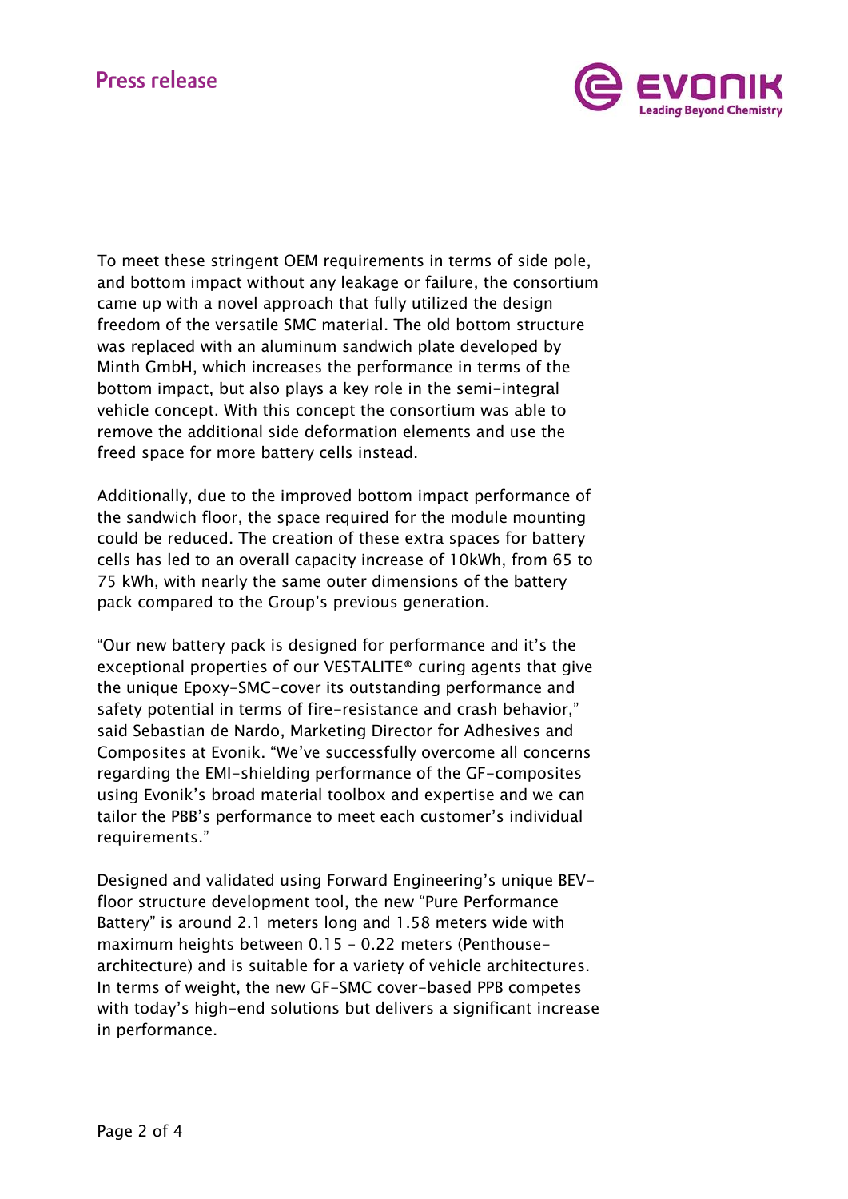To meet these stringent OEM requirements in terms of side pole, and bottom impact without any leakage or failure, the consortium came up with a novel approach that fully utilized the design freedom of the versatile SMC material. The old bottom structure was replaced with an aluminum sandwich plate developed by Minth GmbH, which increases the performance in terms of the bottom impact, but also plays a key role in the semi-integral vehicle concept. With this concept the consortium was able to remove the additional side deformation elements and use the freed space for more battery cells instead.

Additionally, due to the improved bottom impact performance of the sandwich floor, the space required for the module mounting could be reduced. The creation of these extra spaces for battery cells has led to an overall capacity increase of 10kWh, from 65 to 75 kWh, with nearly the same outer dimensions of the battery pack compared to the Group's previous generation.

"Our new battery pack is designed for performance and it's the exceptional properties of our VESTALITE® curing agents that give the unique Epoxy-SMC-cover its outstanding performance and safety potential in terms of fire-resistance and crash behavior," said Sebastian de Nardo, Marketing Director for Adhesives and Composites at Evonik. "We've successfully overcome all concerns regarding the EMI-shielding performance of the GF-composites using Evonik's broad material toolbox and expertise and we can tailor the PBB's performance to meet each customer's individual requirements."

Designed and validated using Forward Engineering's unique BEV-floor structure development tool, the new "Pure Performance Battery" is around 2.1 meters long and 1.58 meters wide with maximum heights between 0.15 – 0.22 meters (Penthouse-architecture) and is suitable for a variety of vehicle architectures. In terms of weight, the new GF-SMC cover-based PPB competes with today's high-end solutions but delivers a significant increase in performance.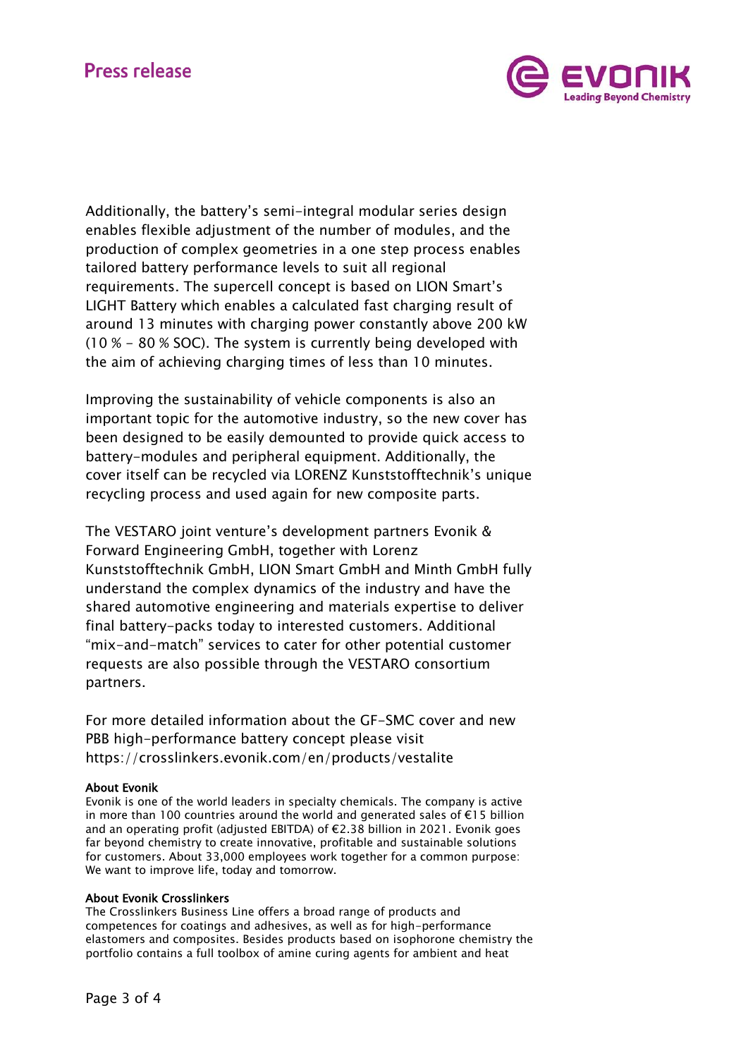Additionally, the battery's semi-integral modular series design enables flexible adjustment of the number of modules, and the production of complex geometries in a one step process enables tailored battery performance levels to suit all regional requirements. The supercell concept is based on LION Smart's LIGHT Battery which enables a calculated fast charging result of around 13 minutes with charging power constantly above 200 kW (10 % - 80 % SOC). The system is currently being developed with the aim of achieving charging times of less than 10 minutes.

Improving the sustainability of vehicle components is also an important topic for the automotive industry, so the new cover has been designed to be easily demounted to provide quick access to battery-modules and peripheral equipment. Additionally, the cover itself can be recycled via LORENZ Kunststofftechnik's unique recycling process and used again for new composite parts.

The VESTARO joint venture's development partners Evonik & Forward Engineering GmbH, together with Lorenz Kunststofftechnik GmbH, LION Smart GmbH and Minth GmbH fully understand the complex dynamics of the industry and have the shared automotive engineering and materials expertise to deliver final battery-packs today to interested customers. Additional "mix-and-match" services to cater for other potential customer requests are also possible through the VESTARO consortium partners.

For more detailed information about the GF-SMC cover and new PBB high-performance battery concept please visit https://crosslinkers.evonik.com/en/products/vestalite

**About Evonik**
Evonik is one of the world leaders in specialty chemicals. The company is active in more than 100 countries around the world and generated sales of €15 billion and an operating profit (adjusted EBITDA) of €2.38 billion in 2021. Evonik goes far beyond chemistry to create innovative, profitable and sustainable solutions for customers. About 33,000 employees work together for a common purpose: We want to improve life, today and tomorrow.

**About Evonik Crosslinkers**
The Crosslinkers Business Line offers a broad range of products and competences for coatings and adhesives, as well as for high-performance elastomers and composites. Besides products based on isophorone chemistry the portfolio contains a full toolbox of amine curing agents for ambient and heat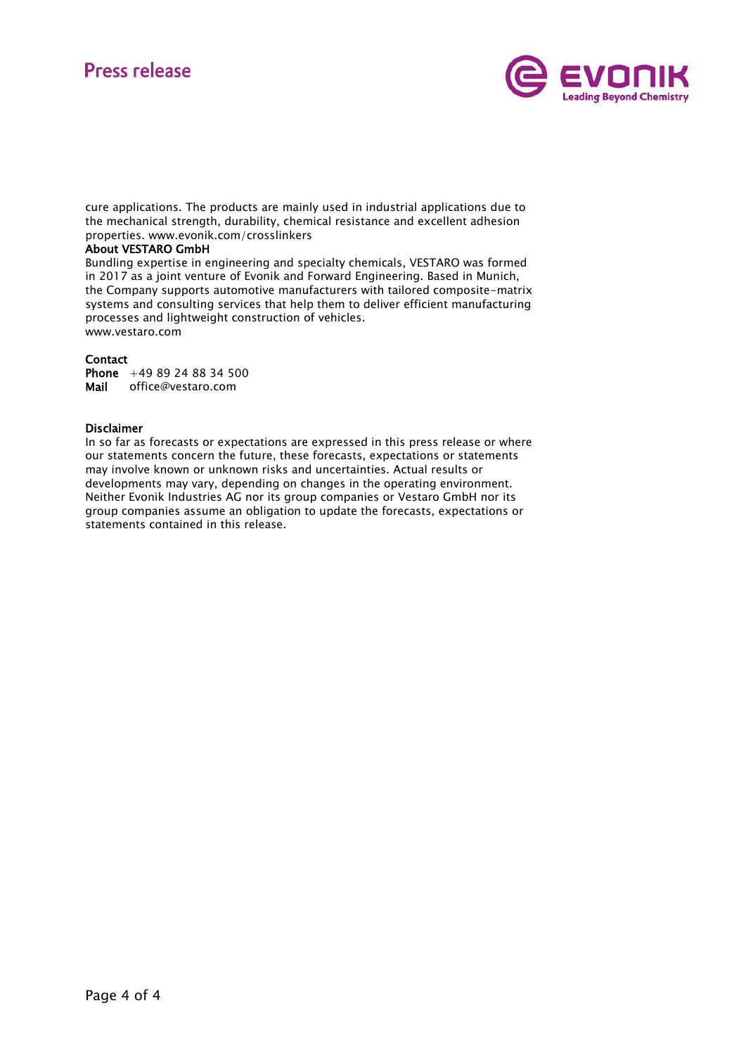cure applications. The products are mainly used in industrial applications due to the mechanical strength, durability, chemical resistance and excellent adhesion properties. www.evonik.com/crosslinkers

**About VESTARO GmbH**

Bundling expertise in engineering and specialty chemicals, VESTARO was formed in 2017 as a joint venture of Evonik and Forward Engineering. Based in Munich, the Company supports automotive manufacturers with tailored composite-matrix systems and consulting services that help them to deliver efficient manufacturing processes and lightweight construction of vehicles.
www.vestaro.com

**Contact**

**Phone** +49 89 24 88 34 500
**Mail** office@vestaro.com

**Disclaimer**

In so far as forecasts or expectations are expressed in this press release or where our statements concern the future, these forecasts, expectations or statements may involve known or unknown risks and uncertainties. Actual results or developments may vary, depending on changes in the operating environment. Neither Evonik Industries AG nor its group companies or Vestaro GmbH nor its group companies assume an obligation to update the forecasts, expectations or statements contained in this release.